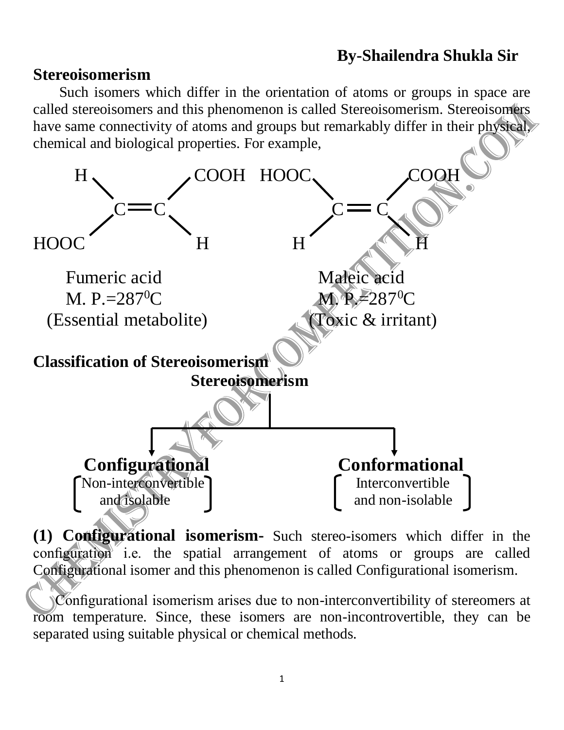**By-Shailendra Shukla Sir**

## Stereoisomerism

Such isomers which differ in the orientation of atoms or groups in space are called stereoisomers and this phenomenon is called Stereoisomerism. Stereoisomers have same connectivity of atoms and groups but remarkably differ in their physical, chemical and biological properties. For example,

```
  H            COOH     HOOC           COOH
    \         /             \         /
      C == C                  C == C
    /         \             /         \
HOOC           H           H           H
```

| Fumeric acid | Maleic acid |
|---|---|
| M. P.=$287^0C$ | M. P.=$287^0C$ |
| (Essential metabolite) | (Toxic & irritant) |

## Classification of Stereoisomerism

**Stereoisomerism**

- **Configurational** [Non-interconvertible and isolable]
- **Conformational** [Interconvertible and non-isolable]

**(1) Configurational isomerism-** Such stereo-isomers which differ in the configuration i.e. the spatial arrangement of atoms or groups are called Configurational isomer and this phenomenon is called Configurational isomerism.

Configurational isomerism arises due to non-interconvertibility of stereomers at room temperature. Since, these isomers are non-incontrovertible, they can be separated using suitable physical or chemical methods.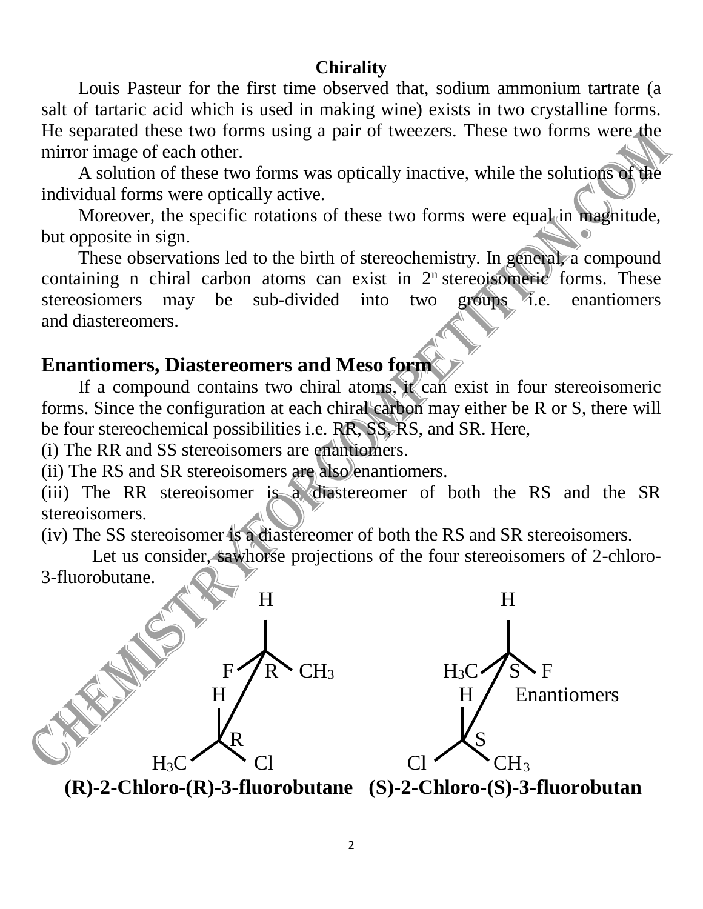## Chirality

Louis Pasteur for the first time observed that, sodium ammonium tartrate (a salt of tartaric acid which is used in making wine) exists in two crystalline forms. He separated these two forms using a pair of tweezers. These two forms were the mirror image of each other.

A solution of these two forms was optically inactive, while the solutions of the individual forms were optically active.

Moreover, the specific rotations of these two forms were equal in magnitude, but opposite in sign.

These observations led to the birth of stereochemistry. In general, a compound containing n chiral carbon atoms can exist in $2^n$ stereoisomeric forms. These stereosiomers may be sub-divided into two groups i.e. enantiomers and diastereomers.

## Enantiomers, Diastereomers and Meso form

If a compound contains two chiral atoms, it can exist in four stereoisomeric forms. Since the configuration at each chiral carbon may either be R or S, there will be four stereochemical possibilities i.e. RR, SS, RS, and SR. Here,

(i) The RR and SS stereoisomers are enantiomers.

(ii) The RS and SR stereoisomers are also enantiomers.

(iii) The RR stereoisomer is a diastereomer of both the RS and the SR stereoisomers.

(iv) The SS stereoisomer is a diastereomer of both the RS and SR stereoisomers.

Let us consider, sawhorse projections of the four stereoisomers of 2-chloro-3-fluorobutane.

H | F — R — $CH_3$ / H | $H_3C$ — R — Cl

H | $H_3C$ — S — F / H | Cl — S — $CH_3$

Enantiomers

**(R)-2-Chloro-(R)-3-fluorobutane (S)-2-Chloro-(S)-3-fluorobutan**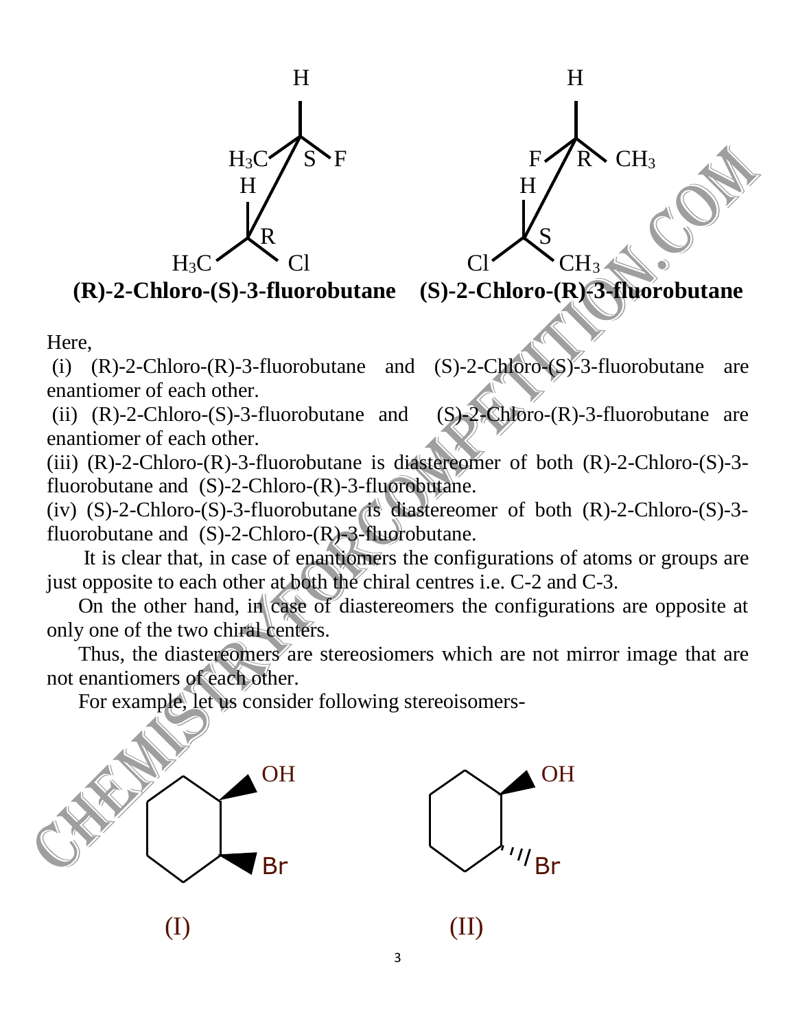**(R)-2-Chloro-(S)-3-fluorobutane** **(S)-2-Chloro-(R)-3-fluorobutane**

Here,

(i) (R)-2-Chloro-(R)-3-fluorobutane and (S)-2-Chloro-(S)-3-fluorobutane are enantiomer of each other.

(ii) (R)-2-Chloro-(S)-3-fluorobutane and (S)-2-Chloro-(R)-3-fluorobutane are enantiomer of each other.

(iii) (R)-2-Chloro-(R)-3-fluorobutane is diastereomer of both (R)-2-Chloro-(S)-3-fluorobutane and (S)-2-Chloro-(R)-3-fluorobutane.

(iv) (S)-2-Chloro-(S)-3-fluorobutane is diastereomer of both (R)-2-Chloro-(S)-3-fluorobutane and (S)-2-Chloro-(R)-3-fluorobutane.

It is clear that, in case of enantiomers the configurations of atoms or groups are just opposite to each other at both the chiral centres i.e. C-2 and C-3.

On the other hand, in case of diastereomers the configurations are opposite at only one of the two chiral centers.

Thus, the diastereomers are stereosiomers which are not mirror image that are not enantiomers of each other.

For example, let us consider following stereoisomers-

(I) (II)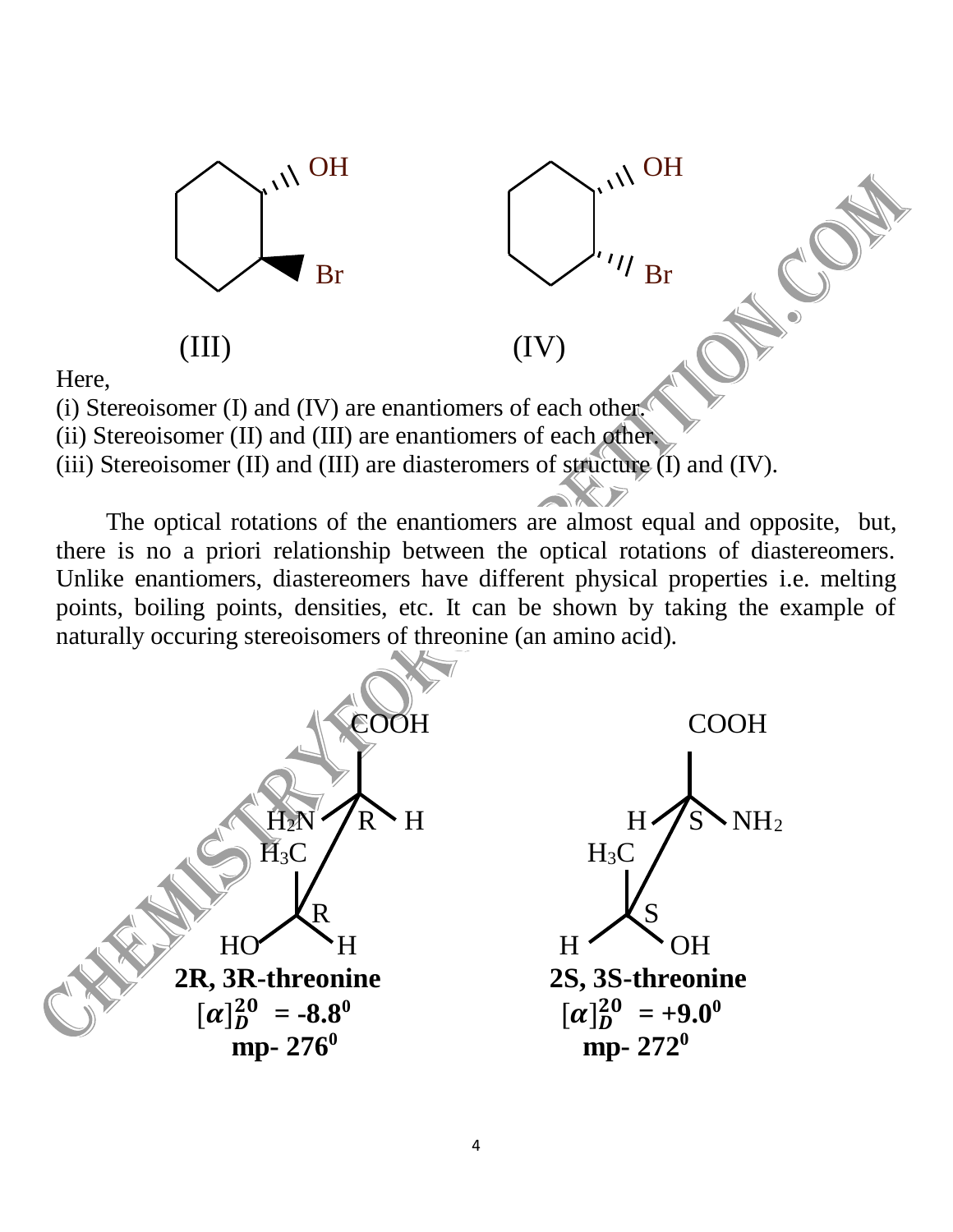(III) (IV)

Here,

(i) Stereoisomer (I) and (IV) are enantiomers of each other.

(ii) Stereoisomer (II) and (III) are enantiomers of each other.

(iii) Stereoisomer (II) and (III) are diasteromers of structure (I) and (IV).

The optical rotations of the enantiomers are almost equal and opposite, but, there is no a priori relationship between the optical rotations of diastereomers. Unlike enantiomers, diastereomers have different physical properties i.e. melting points, boiling points, densities, etc. It can be shown by taking the example of naturally occuring stereoisomers of threonine (an amino acid).

**2R, 3R-threonine**

**$[\alpha]_D^{20}$ = -8.8$^0$**

**mp- 276$^0$**

**2S, 3S-threonine**

**$[\alpha]_D^{20}$ = +9.0$^0$**

**mp- 272$^0$**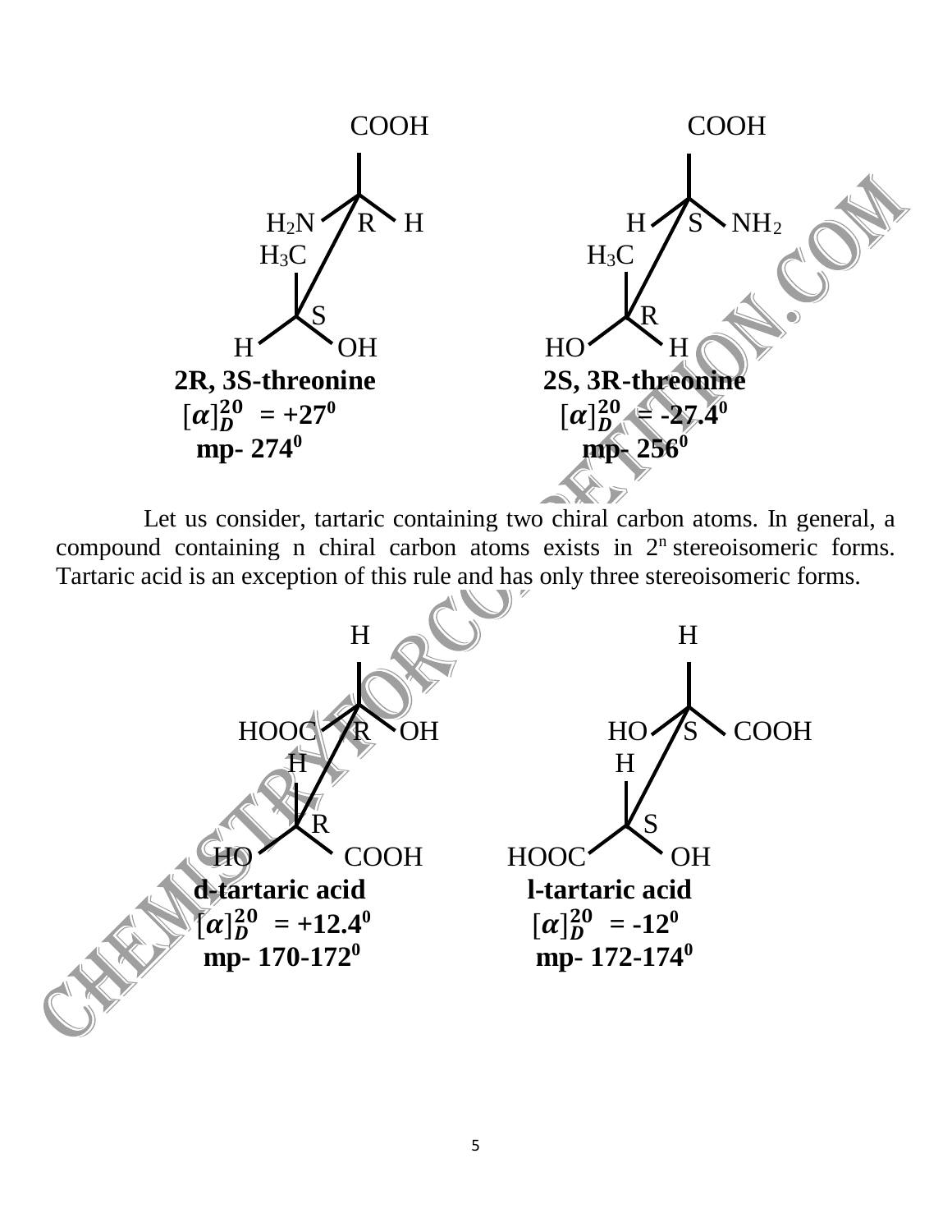2R, 3S-threonine

$[\alpha]_D^{20} = +27^0$

mp- $274^0$

2S, 3R-threonine

$[\alpha]_D^{20} = -27.4^0$

mp- $256^0$

Let us consider, tartaric containing two chiral carbon atoms. In general, a compound containing n chiral carbon atoms exists in $2^n$ stereoisomeric forms. Tartaric acid is an exception of this rule and has only three stereoisomeric forms.

d-tartaric acid

$[\alpha]_D^{20} = +12.4^0$

mp- 170-$172^0$

l-tartaric acid

$[\alpha]_D^{20} = -12^0$

mp- 172-$174^0$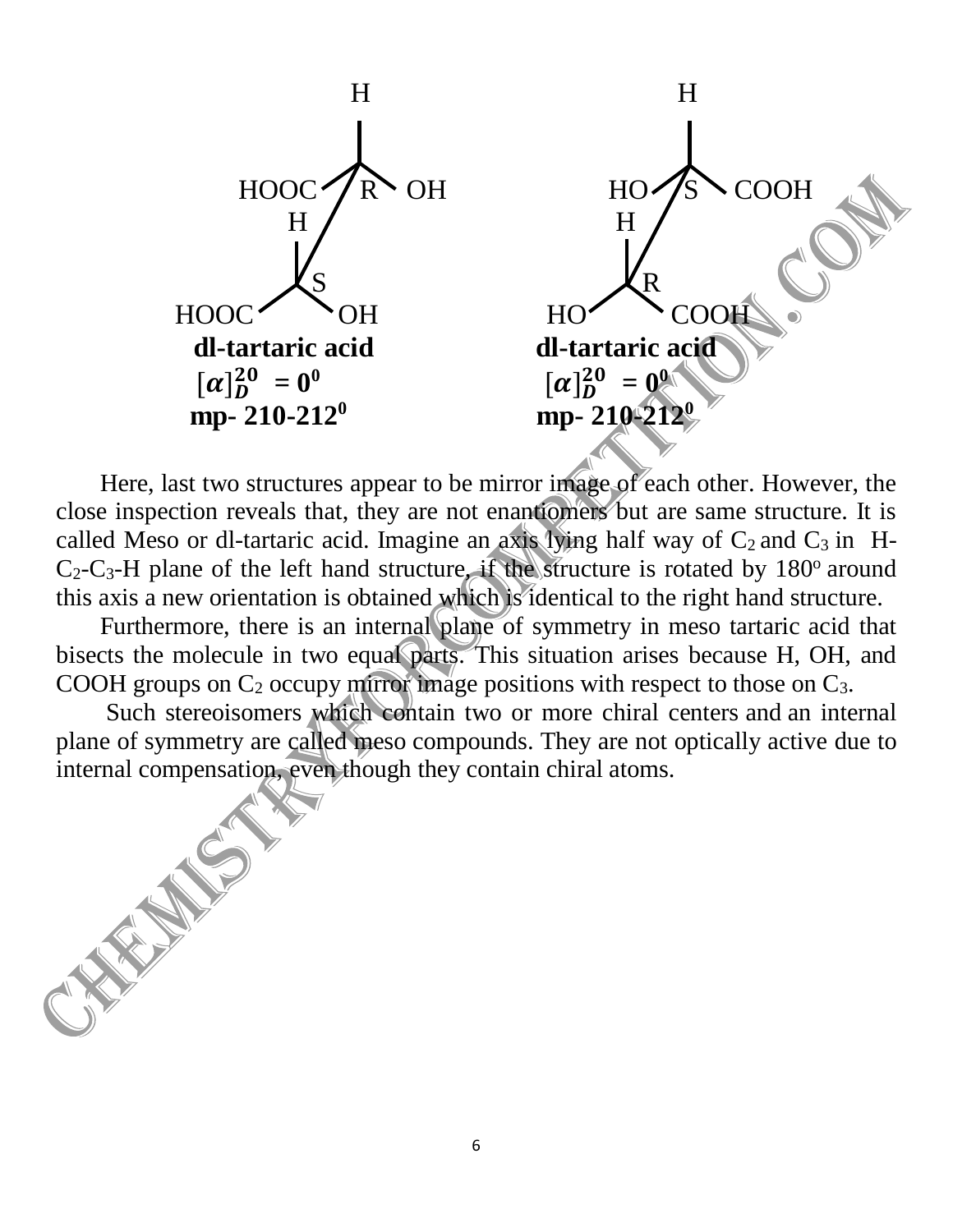H

HOOC R OH

H

S

HOOC OH

**dl-tartaric acid**

$[\alpha]_D^{20} = 0^0$

**mp- 210-212$^0$**

H

HO S COOH

H

R

HO COOH

**dl-tartaric acid**

$[\alpha]_D^{20} = 0^0$

**mp- 210-212$^0$**

Here, last two structures appear to be mirror image of each other. However, the close inspection reveals that, they are not enantiomers but are same structure. It is called Meso or dl-tartaric acid. Imagine an axis lying half way of $C_2$ and $C_3$ in H-$C_2$-$C_3$-H plane of the left hand structure, if the structure is rotated by 180$^o$ around this axis a new orientation is obtained which is identical to the right hand structure.

Furthermore, there is an internal plane of symmetry in meso tartaric acid that bisects the molecule in two equal parts. This situation arises because H, OH, and COOH groups on $C_2$ occupy mirror image positions with respect to those on $C_3$.

Such stereoisomers which contain two or more chiral centers and an internal plane of symmetry are called meso compounds. They are not optically active due to internal compensation, even though they contain chiral atoms.